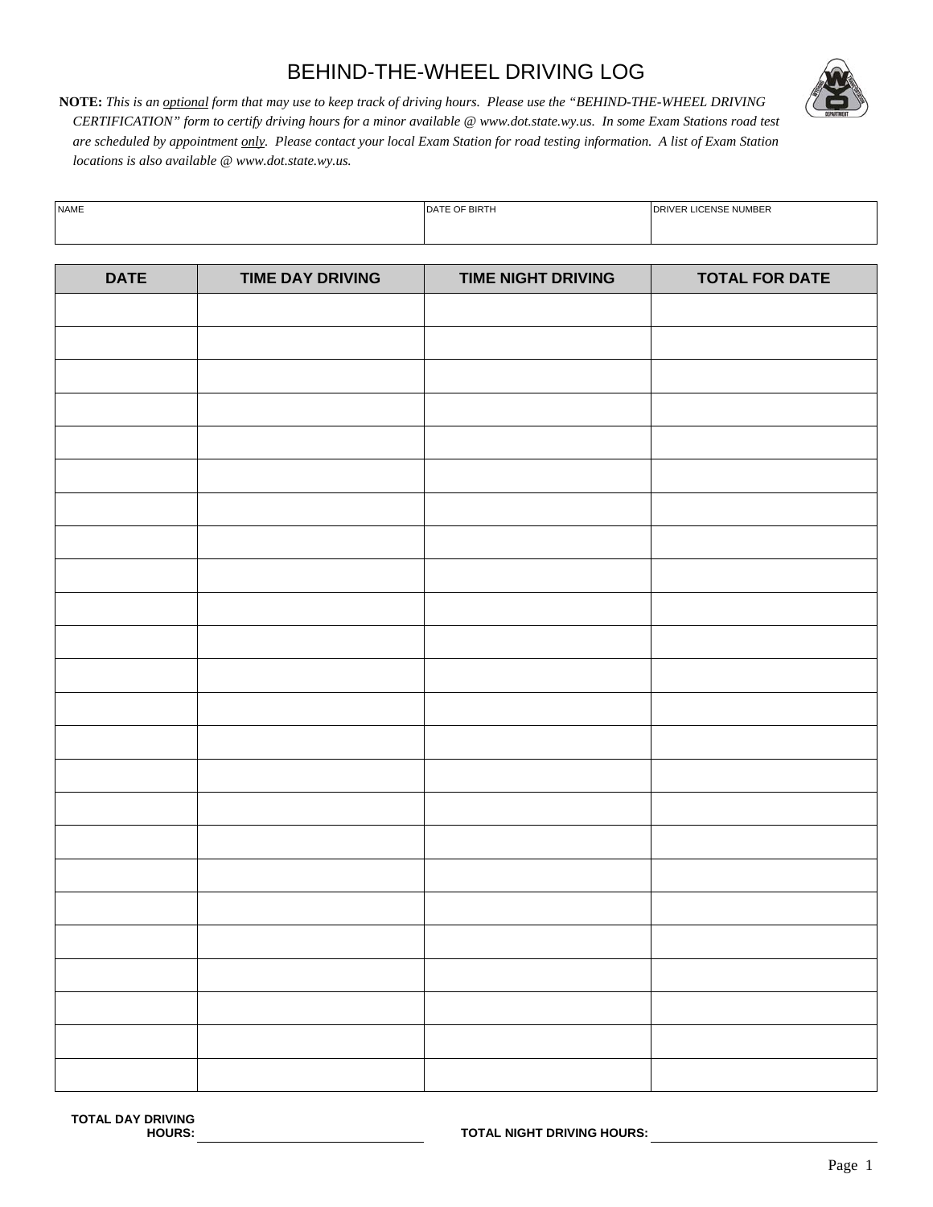# BEHIND-THE-WHEEL DRIVING LOG

**NOTE:** *This is an* *optional* *form that may use to keep track of driving hours. Please use the "BEHIND-THE-WHEEL DRIVING CERTIFICATION" form to certify driving hours for a minor available @ www.dot.state.wy.us. In some Exam Stations road test are scheduled by appointment* *only*. *Please contact your local Exam Station for road testing information. A list of Exam Station locations is also available @ www.dot.state.wy.us.*

| NAME | DATE OF BIRTH | DRIVER LICENSE NUMBER |
|---|---|---|
| | | |

| DATE | TIME DAY DRIVING | TIME NIGHT DRIVING | TOTAL FOR DATE |
|---|---|---|---|
| | | | |
| | | | |
| | | | |
| | | | |
| | | | |
| | | | |
| | | | |
| | | | |
| | | | |
| | | | |
| | | | |
| | | | |
| | | | |
| | | | |
| | | | |
| | | | |
| | | | |
| | | | |
| | | | |
| | | | |
| | | | |
| | | | |
| | | | |
| | | | |

**TOTAL DAY DRIVING HOURS:** ______________________

**TOTAL NIGHT DRIVING HOURS:** ______________________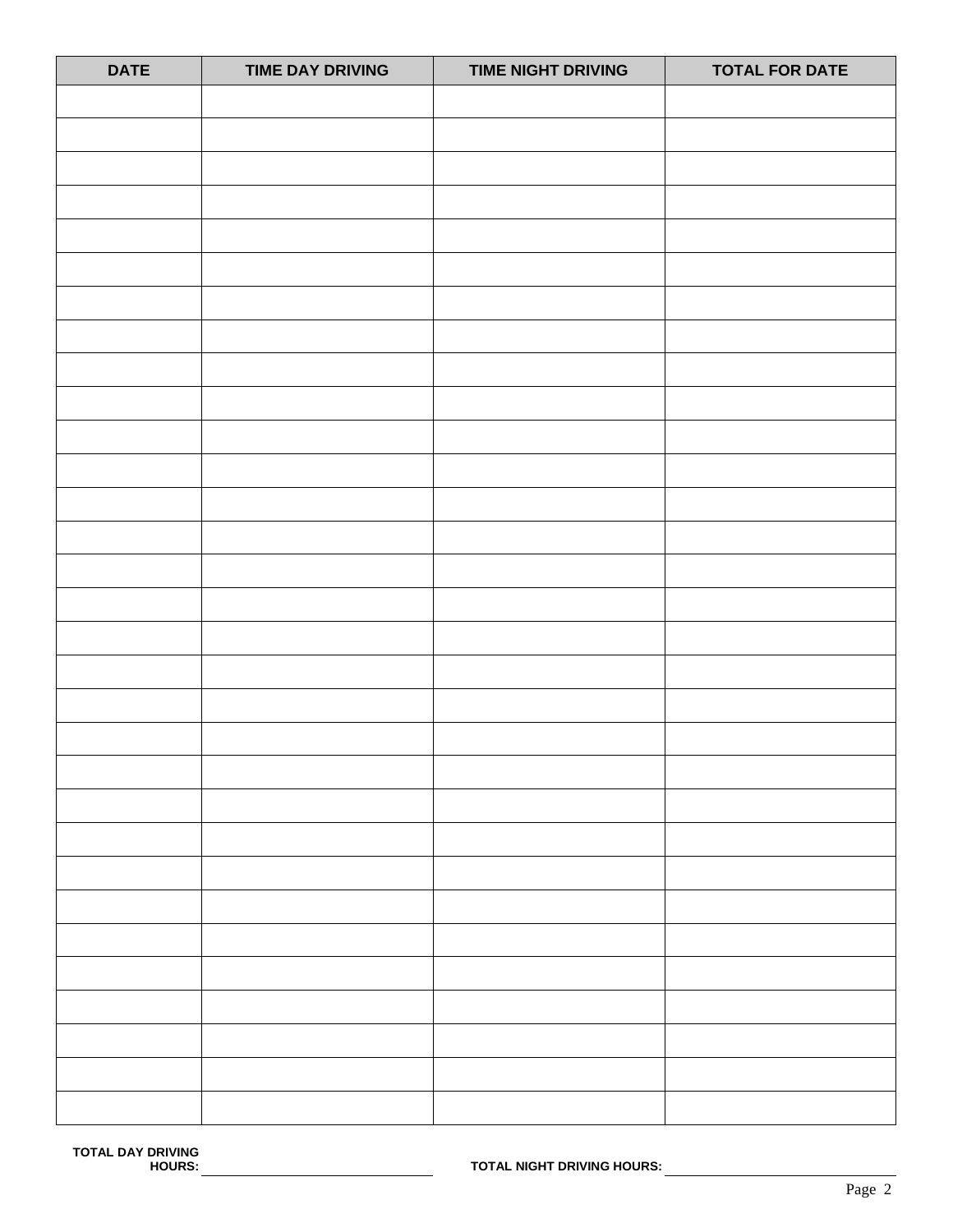| DATE | TIME DAY DRIVING | TIME NIGHT DRIVING | TOTAL FOR DATE |
|---|---|---|---|
| | | | |
| | | | |
| | | | |
| | | | |
| | | | |
| | | | |
| | | | |
| | | | |
| | | | |
| | | | |
| | | | |
| | | | |
| | | | |
| | | | |
| | | | |
| | | | |
| | | | |
| | | | |
| | | | |
| | | | |
| | | | |
| | | | |
| | | | |
| | | | |
| | | | |
| | | | |
| | | | |
| | | | |
| | | | |
| | | | |
| | | | |

**TOTAL DAY DRIVING HOURS:** ______________________ **TOTAL NIGHT DRIVING HOURS:** ______________________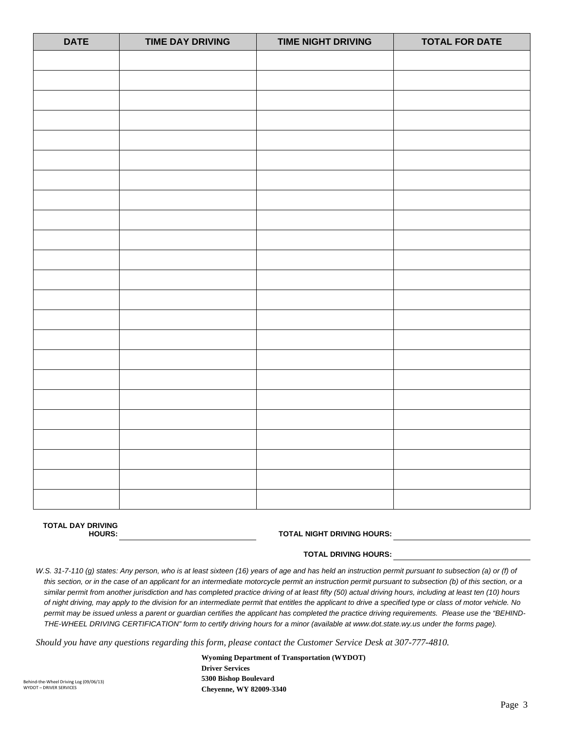| DATE | TIME DAY DRIVING | TIME NIGHT DRIVING | TOTAL FOR DATE |
|---|---|---|---|
| | | | |
| | | | |
| | | | |
| | | | |
| | | | |
| | | | |
| | | | |
| | | | |
| | | | |
| | | | |
| | | | |
| | | | |
| | | | |
| | | | |
| | | | |
| | | | |
| | | | |
| | | | |
| | | | |
| | | | |
| | | | |
| | | | |
| | | | |

**TOTAL DAY DRIVING HOURS:** ______________________ **TOTAL NIGHT DRIVING HOURS:** ______________________

**TOTAL DRIVING HOURS:** ______________________

*W.S. 31-7-110 (g) states: Any person, who is at least sixteen (16) years of age and has held an instruction permit pursuant to subsection (a) or (f) of this section, or in the case of an applicant for an intermediate motorcycle permit an instruction permit pursuant to subsection (b) of this section, or a similar permit from another jurisdiction and has completed practice driving of at least fifty (50) actual driving hours, including at least ten (10) hours of night driving, may apply to the division for an intermediate permit that entitles the applicant to drive a specified type or class of motor vehicle. No permit may be issued unless a parent or guardian certifies the applicant has completed the practice driving requirements. Please use the "BEHIND-THE-WHEEL DRIVING CERTIFICATION" form to certify driving hours for a minor (available at www.dot.state.wy.us under the forms page).*

*Should you have any questions regarding this form, please contact the Customer Service Desk at 307-777-4810.*

**Wyoming Department of Transportation (WYDOT)**
**Driver Services**
**5300 Bishop Boulevard**
**Cheyenne, WY 82009-3340**

Behind-the-Wheel Driving Log (09/06/13)
WYDOT – DRIVER SERVICES